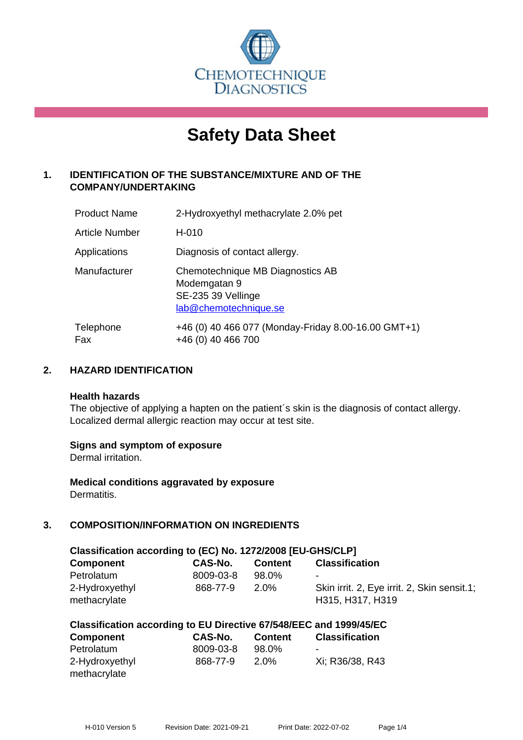CHEMOTECHNIQUE DIAGNOSTICS

# Safety Data Sheet

## 1. IDENTIFICATION OF THE SUBSTANCE/MIXTURE AND OF THE COMPANY/UNDERTAKING

| | |
|---|---|
| Product Name | 2-Hydroxyethyl methacrylate 2.0% pet |
| Article Number | H-010 |
| Applications | Diagnosis of contact allergy. |
| Manufacturer | Chemotechnique MB Diagnostics AB<br>Modemgatan 9<br>SE-235 39 Vellinge<br>lab@chemotechnique.se |
| Telephone<br>Fax | +46 (0) 40 466 077 (Monday-Friday 8.00-16.00 GMT+1)<br>+46 (0) 40 466 700 |

## 2. HAZARD IDENTIFICATION

**Health hazards**
The objective of applying a hapten on the patient´s skin is the diagnosis of contact allergy. Localized dermal allergic reaction may occur at test site.

**Signs and symptom of exposure**
Dermal irritation.

**Medical conditions aggravated by exposure**
Dermatitis.

## 3. COMPOSITION/INFORMATION ON INGREDIENTS

**Classification according to (EC) No. 1272/2008 [EU-GHS/CLP]**

| Component | CAS-No. | Content | Classification |
|---|---|---|---|
| Petrolatum | 8009-03-8 | 98.0% | - |
| 2-Hydroxyethyl methacrylate | 868-77-9 | 2.0% | Skin irrit. 2, Eye irrit. 2, Skin sensit.1; H315, H317, H319 |

**Classification according to EU Directive 67/548/EEC and 1999/45/EC**

| Component | CAS-No. | Content | Classification |
|---|---|---|---|
| Petrolatum | 8009-03-8 | 98.0% | - |
| 2-Hydroxyethyl methacrylate | 868-77-9 | 2.0% | Xi; R36/38, R43 |

H-010 Version 5 Revision Date: 2021-09-21 Print Date: 2022-07-02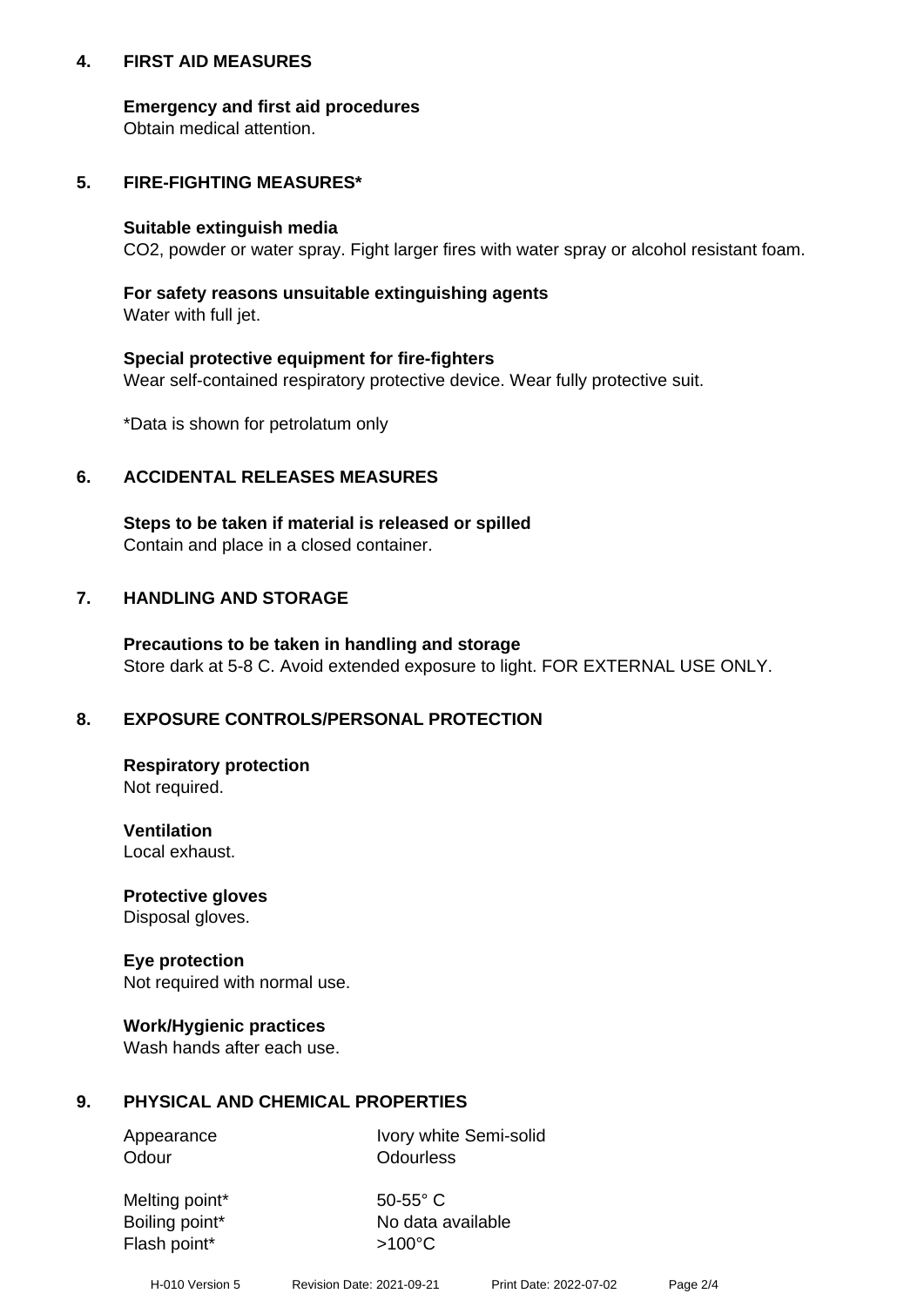## 4. FIRST AID MEASURES

**Emergency and first aid procedures**
Obtain medical attention.

## 5. FIRE-FIGHTING MEASURES*

**Suitable extinguish media**
$CO_2$, powder or water spray. Fight larger fires with water spray or alcohol resistant foam.

**For safety reasons unsuitable extinguishing agents**
Water with full jet.

**Special protective equipment for fire-fighters**
Wear self-contained respiratory protective device. Wear fully protective suit.

*Data is shown for petrolatum only

## 6. ACCIDENTAL RELEASES MEASURES

**Steps to be taken if material is released or spilled**
Contain and place in a closed container.

## 7. HANDLING AND STORAGE

**Precautions to be taken in handling and storage**
Store dark at 5-8 C. Avoid extended exposure to light. FOR EXTERNAL USE ONLY.

## 8. EXPOSURE CONTROLS/PERSONAL PROTECTION

**Respiratory protection**
Not required.

**Ventilation**
Local exhaust.

**Protective gloves**
Disposal gloves.

**Eye protection**
Not required with normal use.

**Work/Hygienic practices**
Wash hands after each use.

## 9. PHYSICAL AND CHEMICAL PROPERTIES

| | |
|---|---|
| Appearance | Ivory white Semi-solid |
| Odour | Odourless |
| Melting point* | 50-55° C |
| Boiling point* | No data available |
| Flash point* | >100°C |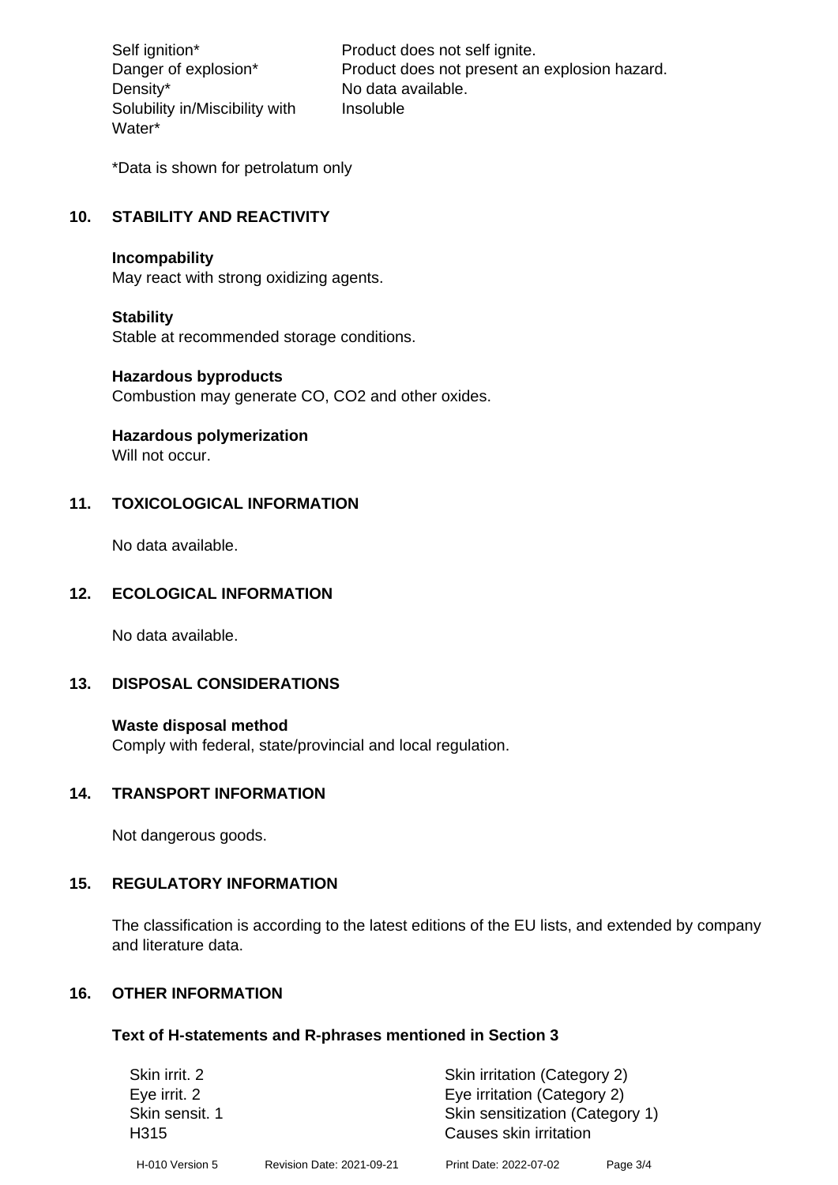| | |
|---|---|
| Self ignition* | Product does not self ignite. |
| Danger of explosion* | Product does not present an explosion hazard. |
| Density* | No data available. |
| Solubility in/Miscibility with Water* | Insoluble |

*Data is shown for petrolatum only

## 10. STABILITY AND REACTIVITY

**Incompability**
May react with strong oxidizing agents.

**Stability**
Stable at recommended storage conditions.

**Hazardous byproducts**
Combustion may generate CO, $CO_2$ and other oxides.

**Hazardous polymerization**
Will not occur.

## 11. TOXICOLOGICAL INFORMATION

No data available.

## 12. ECOLOGICAL INFORMATION

No data available.

## 13. DISPOSAL CONSIDERATIONS

**Waste disposal method**
Comply with federal, state/provincial and local regulation.

## 14. TRANSPORT INFORMATION

Not dangerous goods.

## 15. REGULATORY INFORMATION

The classification is according to the latest editions of the EU lists, and extended by company and literature data.

## 16. OTHER INFORMATION

**Text of H-statements and R-phrases mentioned in Section 3**

| | |
|---|---|
| Skin irrit. 2 | Skin irritation (Category 2) |
| Eye irrit. 2 | Eye irritation (Category 2) |
| Skin sensit. 1 | Skin sensitization (Category 1) |
| H315 | Causes skin irritation |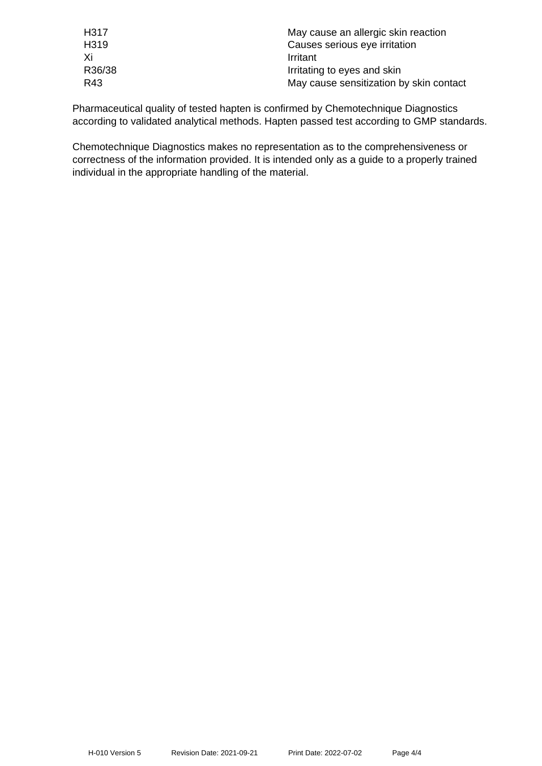| | |
|---|---|
| H317 | May cause an allergic skin reaction |
| H319 | Causes serious eye irritation |
| Xi | Irritant |
| R36/38 | Irritating to eyes and skin |
| R43 | May cause sensitization by skin contact |

Pharmaceutical quality of tested hapten is confirmed by Chemotechnique Diagnostics according to validated analytical methods. Hapten passed test according to GMP standards.

Chemotechnique Diagnostics makes no representation as to the comprehensiveness or correctness of the information provided. It is intended only as a guide to a properly trained individual in the appropriate handling of the material.